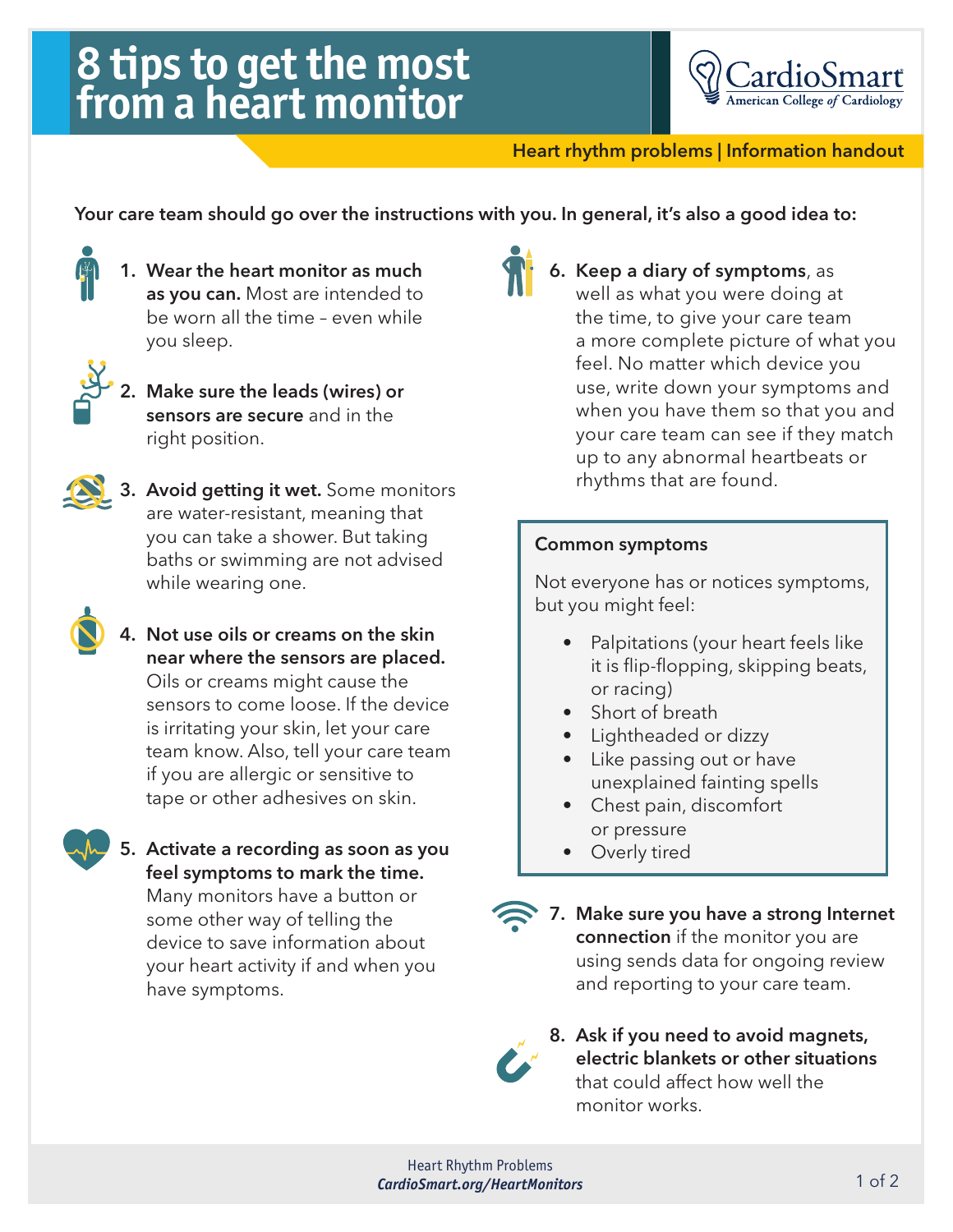# 8 tips to get the most from a heart monitor

CardioSmart
American College *of* Cardiology

**Heart rhythm problems | Information handout**

**Your care team should go over the instructions with you. In general, it's also a good idea to:**

1. **Wear the heart monitor as much as you can.** Most are intended to be worn all the time – even while you sleep.

2. **Make sure the leads (wires) or sensors are secure** and in the right position.

3. **Avoid getting it wet.** Some monitors are water-resistant, meaning that you can take a shower. But taking baths or swimming are not advised while wearing one.

4. **Not use oils or creams on the skin near where the sensors are placed.** Oils or creams might cause the sensors to come loose. If the device is irritating your skin, let your care team know. Also, tell your care team if you are allergic or sensitive to tape or other adhesives on skin.

5. **Activate a recording as soon as you feel symptoms to mark the time.** Many monitors have a button or some other way of telling the device to save information about your heart activity if and when you have symptoms.

6. **Keep a diary of symptoms**, as well as what you were doing at the time, to give your care team a more complete picture of what you feel. No matter which device you use, write down your symptoms and when you have them so that you and your care team can see if they match up to any abnormal heartbeats or rhythms that are found.

> **Common symptoms**
>
> Not everyone has or notices symptoms, but you might feel:
>
> - Palpitations (your heart feels like it is flip-flopping, skipping beats, or racing)
> - Short of breath
> - Lightheaded or dizzy
> - Like passing out or have unexplained fainting spells
> - Chest pain, discomfort or pressure
> - Overly tired

7. **Make sure you have a strong Internet connection** if the monitor you are using sends data for ongoing review and reporting to your care team.

8. **Ask if you need to avoid magnets, electric blankets or other situations** that could affect how well the monitor works.

Heart Rhythm Problems
***CardioSmart.org/HeartMonitors***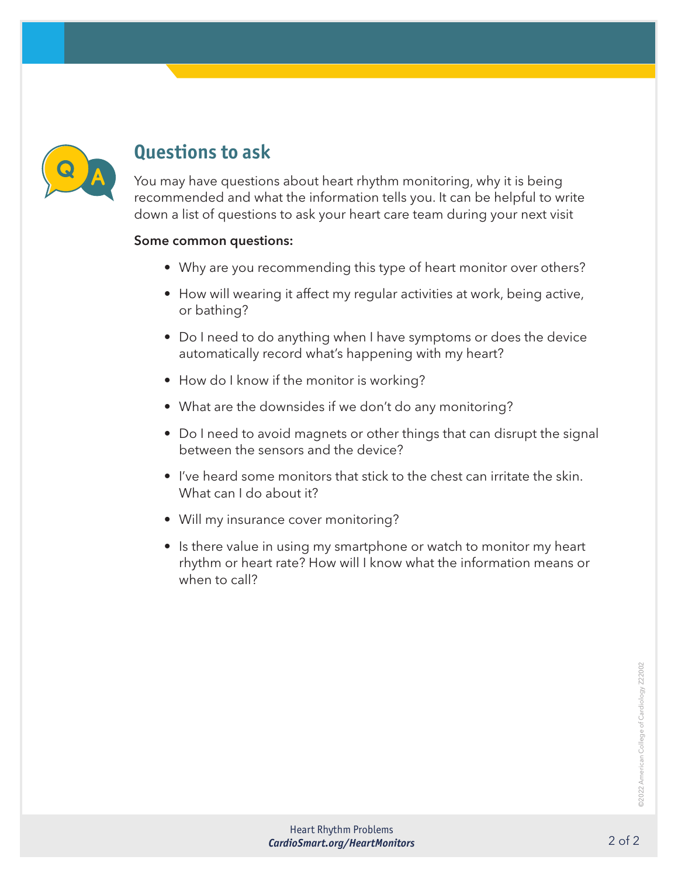## Questions to ask

You may have questions about heart rhythm monitoring, why it is being recommended and what the information tells you. It can be helpful to write down a list of questions to ask your heart care team during your next visit

**Some common questions:**

- Why are you recommending this type of heart monitor over others?
- How will wearing it affect my regular activities at work, being active, or bathing?
- Do I need to do anything when I have symptoms or does the device automatically record what's happening with my heart?
- How do I know if the monitor is working?
- What are the downsides if we don't do any monitoring?
- Do I need to avoid magnets or other things that can disrupt the signal between the sensors and the device?
- I've heard some monitors that stick to the chest can irritate the skin. What can I do about it?
- Will my insurance cover monitoring?
- Is there value in using my smartphone or watch to monitor my heart rhythm or heart rate? How will I know what the information means or when to call?

©2022 American College of Cardiology Z22002